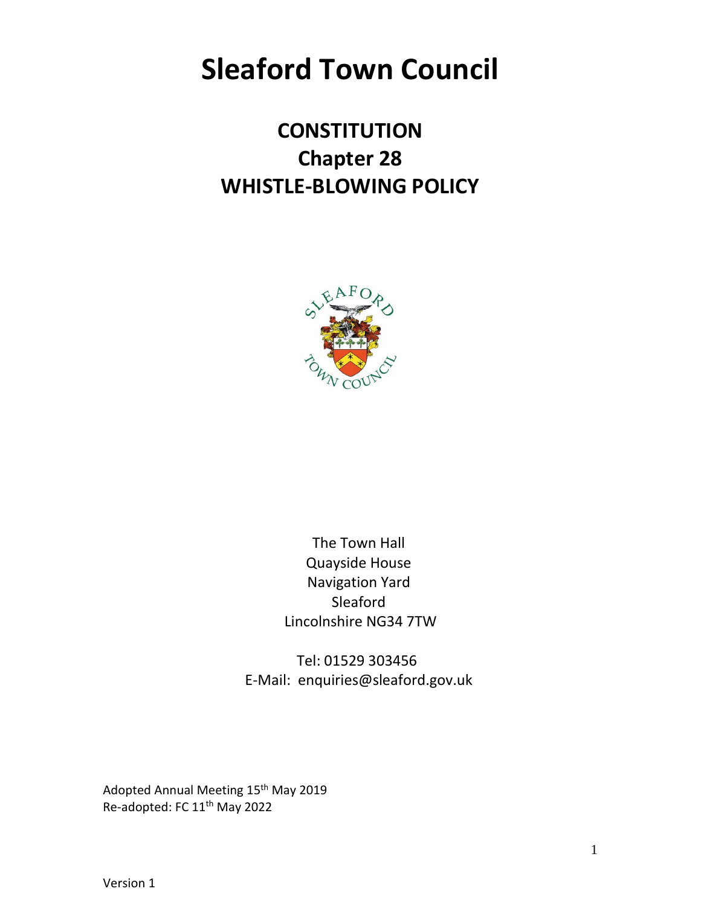# Sleaford Town Council

## CONSTITUTION
## Chapter 28
## WHISTLE-BLOWING POLICY

The Town Hall
Quayside House
Navigation Yard
Sleaford
Lincolnshire NG34 7TW

Tel: 01529 303456
E-Mail: enquiries@sleaford.gov.uk

Adopted Annual Meeting 15th May 2019
Re-adopted: FC 11th May 2022

Version 1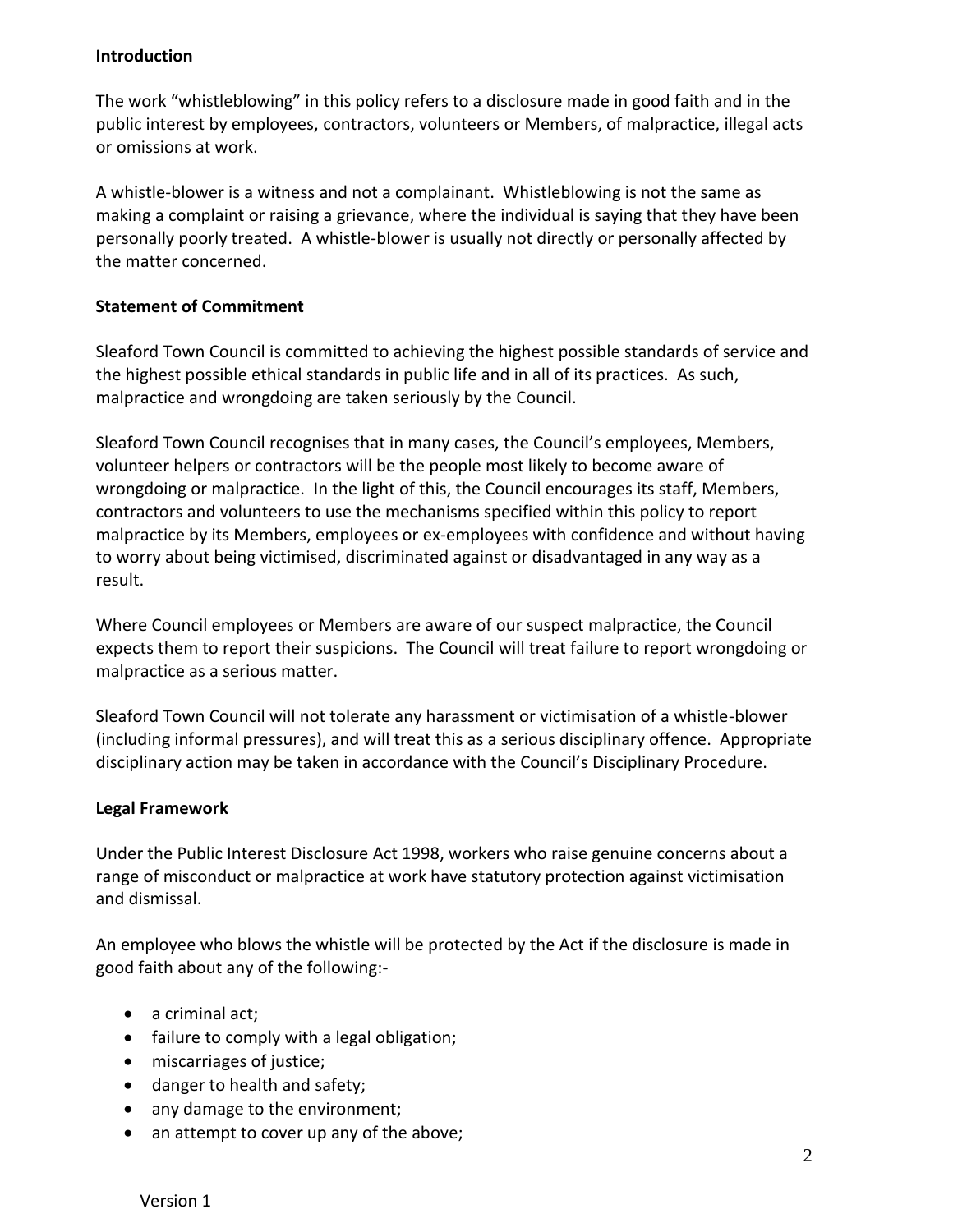**Introduction**

The work "whistleblowing" in this policy refers to a disclosure made in good faith and in the public interest by employees, contractors, volunteers or Members, of malpractice, illegal acts or omissions at work.

A whistle-blower is a witness and not a complainant. Whistleblowing is not the same as making a complaint or raising a grievance, where the individual is saying that they have been personally poorly treated. A whistle-blower is usually not directly or personally affected by the matter concerned.

**Statement of Commitment**

Sleaford Town Council is committed to achieving the highest possible standards of service and the highest possible ethical standards in public life and in all of its practices. As such, malpractice and wrongdoing are taken seriously by the Council.

Sleaford Town Council recognises that in many cases, the Council's employees, Members, volunteer helpers or contractors will be the people most likely to become aware of wrongdoing or malpractice. In the light of this, the Council encourages its staff, Members, contractors and volunteers to use the mechanisms specified within this policy to report malpractice by its Members, employees or ex-employees with confidence and without having to worry about being victimised, discriminated against or disadvantaged in any way as a result.

Where Council employees or Members are aware of our suspect malpractice, the Council expects them to report their suspicions. The Council will treat failure to report wrongdoing or malpractice as a serious matter.

Sleaford Town Council will not tolerate any harassment or victimisation of a whistle-blower (including informal pressures), and will treat this as a serious disciplinary offence. Appropriate disciplinary action may be taken in accordance with the Council's Disciplinary Procedure.

**Legal Framework**

Under the Public Interest Disclosure Act 1998, workers who raise genuine concerns about a range of misconduct or malpractice at work have statutory protection against victimisation and dismissal.

An employee who blows the whistle will be protected by the Act if the disclosure is made in good faith about any of the following:-

- a criminal act;
- failure to comply with a legal obligation;
- miscarriages of justice;
- danger to health and safety;
- any damage to the environment;
- an attempt to cover up any of the above;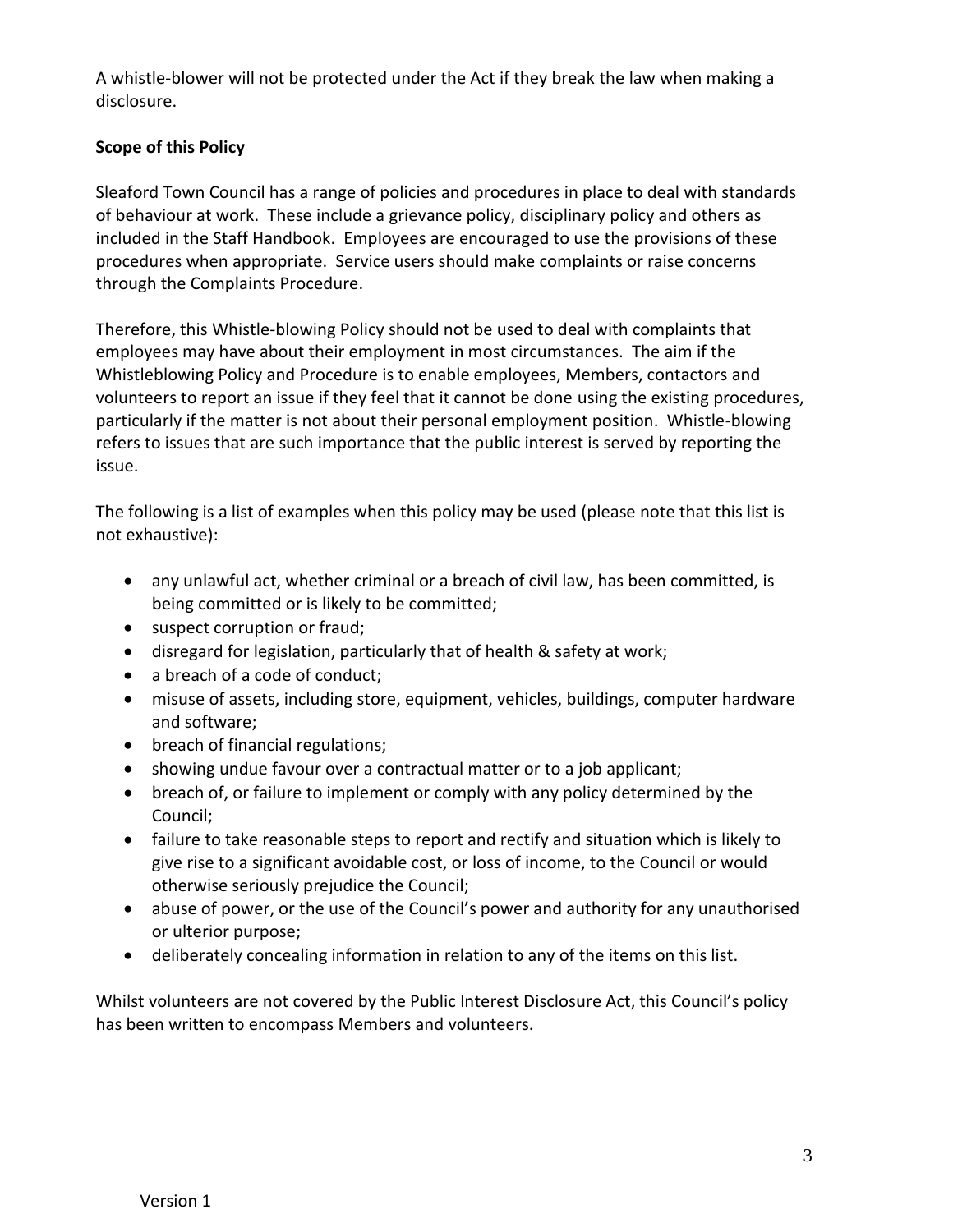A whistle-blower will not be protected under the Act if they break the law when making a disclosure.

**Scope of this Policy**

Sleaford Town Council has a range of policies and procedures in place to deal with standards of behaviour at work. These include a grievance policy, disciplinary policy and others as included in the Staff Handbook. Employees are encouraged to use the provisions of these procedures when appropriate. Service users should make complaints or raise concerns through the Complaints Procedure.

Therefore, this Whistle-blowing Policy should not be used to deal with complaints that employees may have about their employment in most circumstances. The aim if the Whistleblowing Policy and Procedure is to enable employees, Members, contactors and volunteers to report an issue if they feel that it cannot be done using the existing procedures, particularly if the matter is not about their personal employment position. Whistle-blowing refers to issues that are such importance that the public interest is served by reporting the issue.

The following is a list of examples when this policy may be used (please note that this list is not exhaustive):

- any unlawful act, whether criminal or a breach of civil law, has been committed, is being committed or is likely to be committed;
- suspect corruption or fraud;
- disregard for legislation, particularly that of health & safety at work;
- a breach of a code of conduct;
- misuse of assets, including store, equipment, vehicles, buildings, computer hardware and software;
- breach of financial regulations;
- showing undue favour over a contractual matter or to a job applicant;
- breach of, or failure to implement or comply with any policy determined by the Council;
- failure to take reasonable steps to report and rectify and situation which is likely to give rise to a significant avoidable cost, or loss of income, to the Council or would otherwise seriously prejudice the Council;
- abuse of power, or the use of the Council's power and authority for any unauthorised or ulterior purpose;
- deliberately concealing information in relation to any of the items on this list.

Whilst volunteers are not covered by the Public Interest Disclosure Act, this Council's policy has been written to encompass Members and volunteers.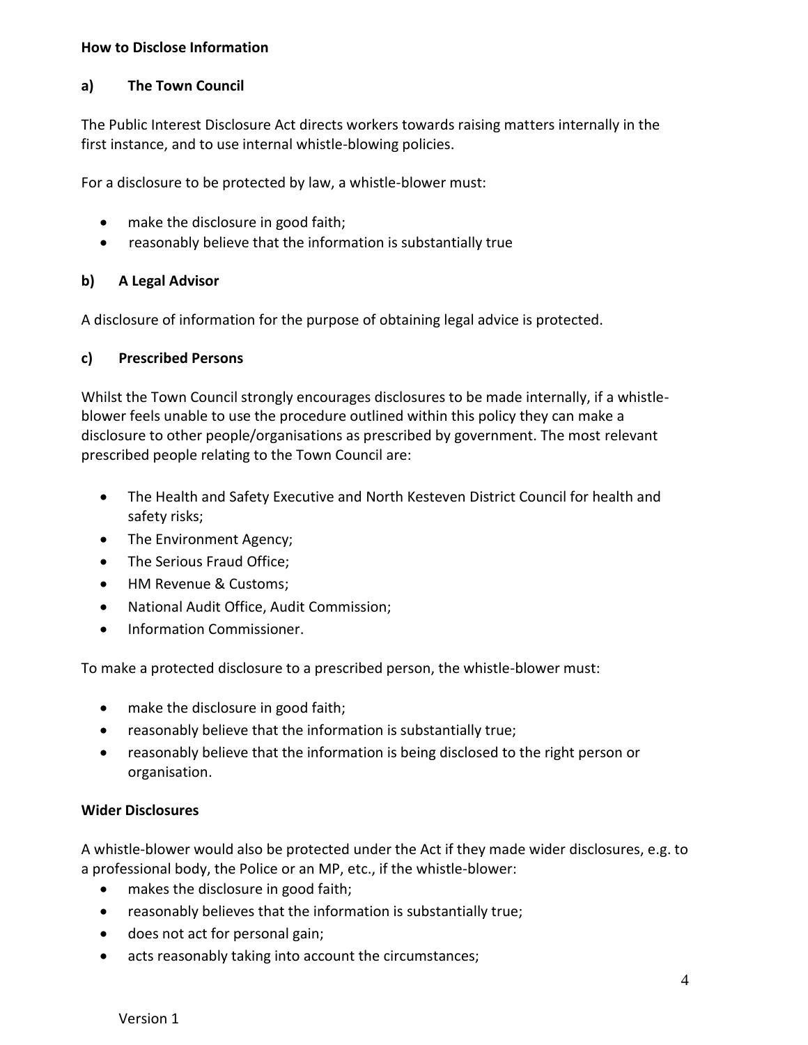**How to Disclose Information**

**a) The Town Council**

The Public Interest Disclosure Act directs workers towards raising matters internally in the first instance, and to use internal whistle-blowing policies.

For a disclosure to be protected by law, a whistle-blower must:

- make the disclosure in good faith;
- reasonably believe that the information is substantially true

**b) A Legal Advisor**

A disclosure of information for the purpose of obtaining legal advice is protected.

**c) Prescribed Persons**

Whilst the Town Council strongly encourages disclosures to be made internally, if a whistle-blower feels unable to use the procedure outlined within this policy they can make a disclosure to other people/organisations as prescribed by government. The most relevant prescribed people relating to the Town Council are:

- The Health and Safety Executive and North Kesteven District Council for health and safety risks;
- The Environment Agency;
- The Serious Fraud Office;
- HM Revenue & Customs;
- National Audit Office, Audit Commission;
- Information Commissioner.

To make a protected disclosure to a prescribed person, the whistle-blower must:

- make the disclosure in good faith;
- reasonably believe that the information is substantially true;
- reasonably believe that the information is being disclosed to the right person or organisation.

**Wider Disclosures**

A whistle-blower would also be protected under the Act if they made wider disclosures, e.g. to a professional body, the Police or an MP, etc., if the whistle-blower:

- makes the disclosure in good faith;
- reasonably believes that the information is substantially true;
- does not act for personal gain;
- acts reasonably taking into account the circumstances;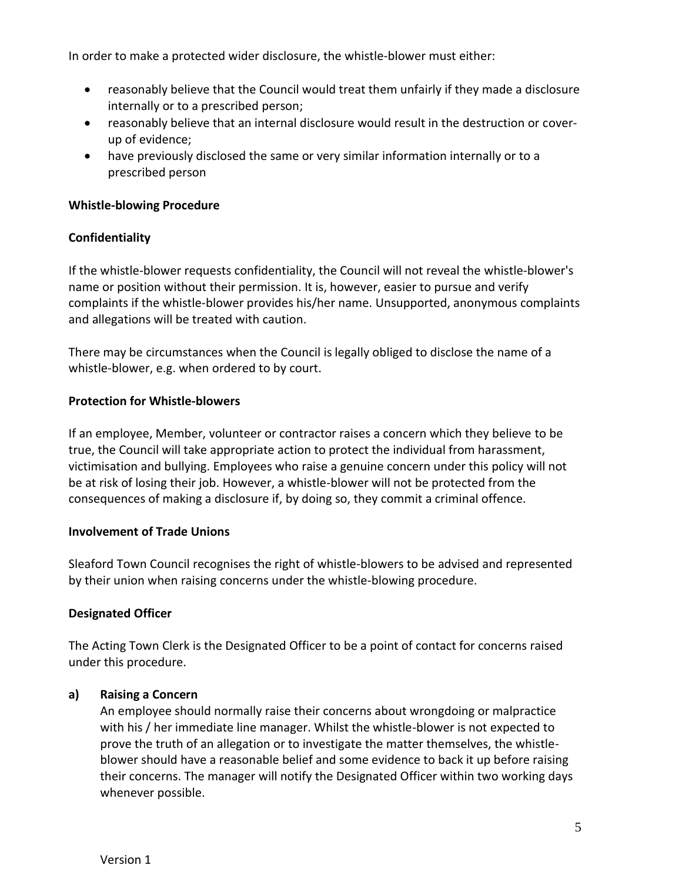In order to make a protected wider disclosure, the whistle-blower must either:

- reasonably believe that the Council would treat them unfairly if they made a disclosure internally or to a prescribed person;
- reasonably believe that an internal disclosure would result in the destruction or cover-up of evidence;
- have previously disclosed the same or very similar information internally or to a prescribed person

**Whistle-blowing Procedure**

**Confidentiality**

If the whistle-blower requests confidentiality, the Council will not reveal the whistle-blower's name or position without their permission. It is, however, easier to pursue and verify complaints if the whistle-blower provides his/her name. Unsupported, anonymous complaints and allegations will be treated with caution.

There may be circumstances when the Council is legally obliged to disclose the name of a whistle-blower, e.g. when ordered to by court.

**Protection for Whistle-blowers**

If an employee, Member, volunteer or contractor raises a concern which they believe to be true, the Council will take appropriate action to protect the individual from harassment, victimisation and bullying. Employees who raise a genuine concern under this policy will not be at risk of losing their job. However, a whistle-blower will not be protected from the consequences of making a disclosure if, by doing so, they commit a criminal offence.

**Involvement of Trade Unions**

Sleaford Town Council recognises the right of whistle-blowers to be advised and represented by their union when raising concerns under the whistle-blowing procedure.

**Designated Officer**

The Acting Town Clerk is the Designated Officer to be a point of contact for concerns raised under this procedure.

**a) Raising a Concern**

An employee should normally raise their concerns about wrongdoing or malpractice with his / her immediate line manager. Whilst the whistle-blower is not expected to prove the truth of an allegation or to investigate the matter themselves, the whistle-blower should have a reasonable belief and some evidence to back it up before raising their concerns. The manager will notify the Designated Officer within two working days whenever possible.

Version 1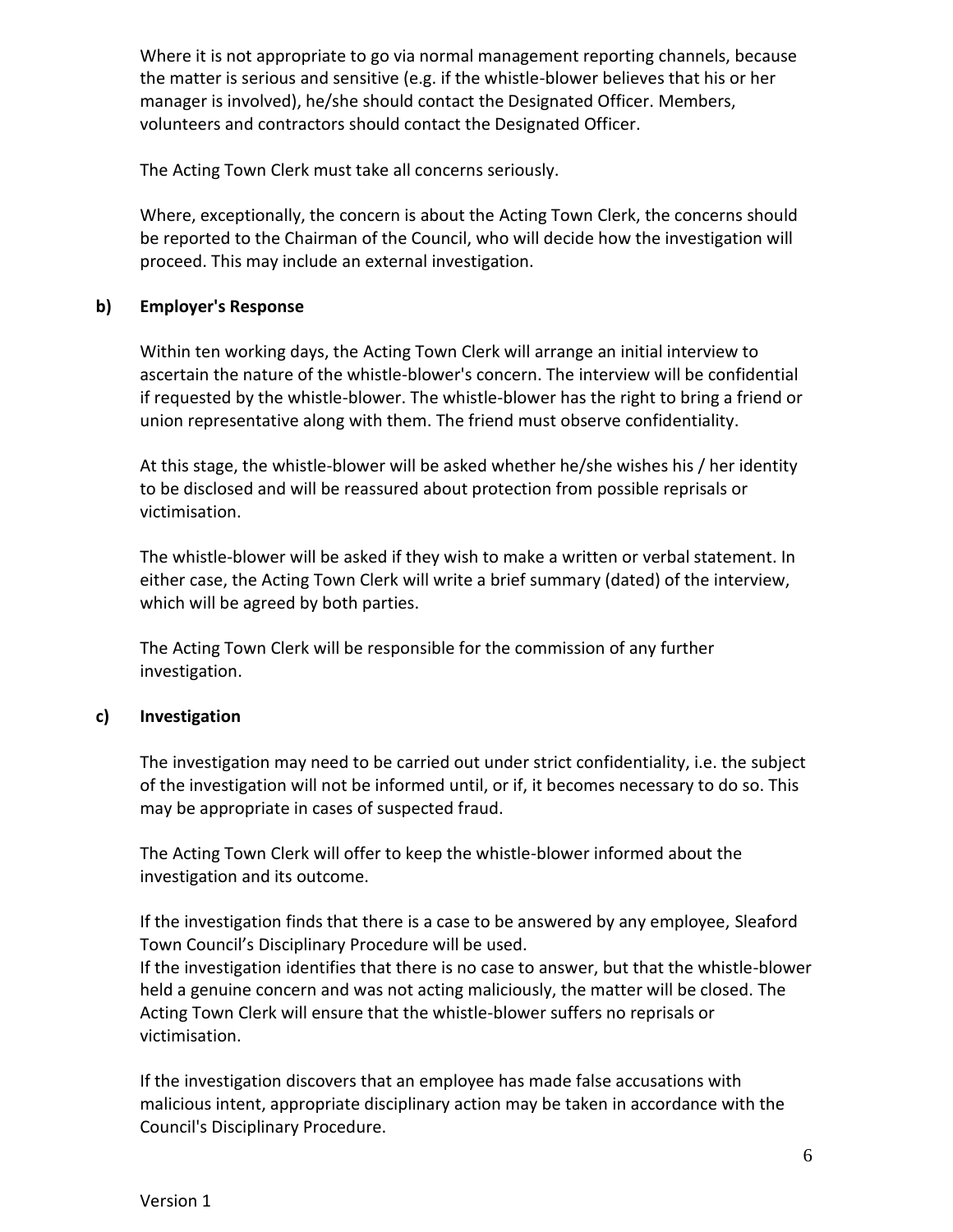Where it is not appropriate to go via normal management reporting channels, because the matter is serious and sensitive (e.g. if the whistle-blower believes that his or her manager is involved), he/she should contact the Designated Officer. Members, volunteers and contractors should contact the Designated Officer.

The Acting Town Clerk must take all concerns seriously.

Where, exceptionally, the concern is about the Acting Town Clerk, the concerns should be reported to the Chairman of the Council, who will decide how the investigation will proceed. This may include an external investigation.

**b) Employer's Response**

Within ten working days, the Acting Town Clerk will arrange an initial interview to ascertain the nature of the whistle-blower's concern. The interview will be confidential if requested by the whistle-blower. The whistle-blower has the right to bring a friend or union representative along with them. The friend must observe confidentiality.

At this stage, the whistle-blower will be asked whether he/she wishes his / her identity to be disclosed and will be reassured about protection from possible reprisals or victimisation.

The whistle-blower will be asked if they wish to make a written or verbal statement. In either case, the Acting Town Clerk will write a brief summary (dated) of the interview, which will be agreed by both parties.

The Acting Town Clerk will be responsible for the commission of any further investigation.

**c) Investigation**

The investigation may need to be carried out under strict confidentiality, i.e. the subject of the investigation will not be informed until, or if, it becomes necessary to do so. This may be appropriate in cases of suspected fraud.

The Acting Town Clerk will offer to keep the whistle-blower informed about the investigation and its outcome.

If the investigation finds that there is a case to be answered by any employee, Sleaford Town Council's Disciplinary Procedure will be used.
If the investigation identifies that there is no case to answer, but that the whistle-blower held a genuine concern and was not acting maliciously, the matter will be closed. The Acting Town Clerk will ensure that the whistle-blower suffers no reprisals or victimisation.

If the investigation discovers that an employee has made false accusations with malicious intent, appropriate disciplinary action may be taken in accordance with the Council's Disciplinary Procedure.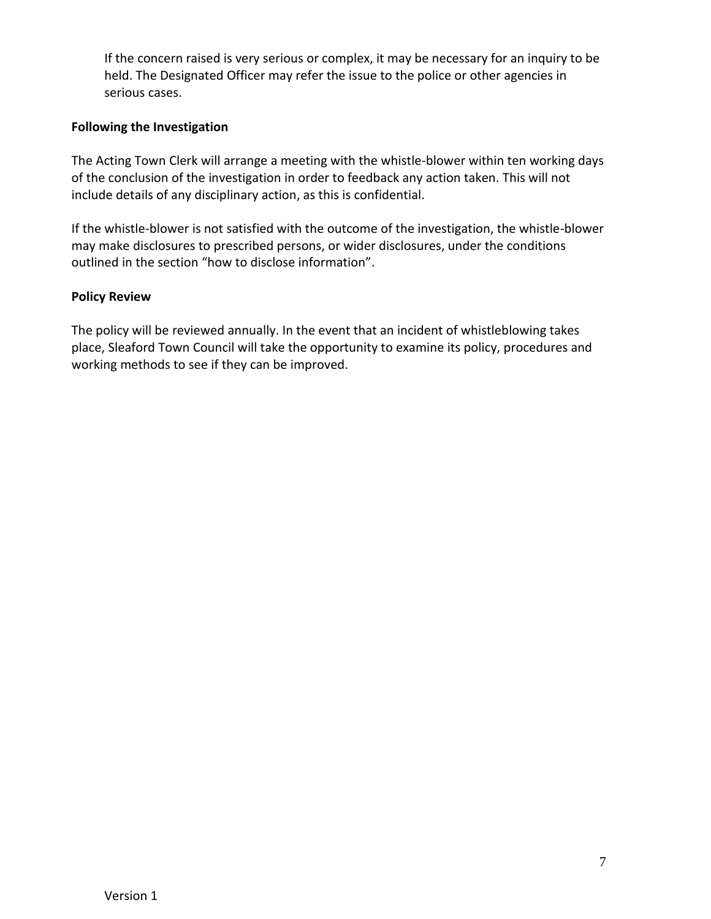If the concern raised is very serious or complex, it may be necessary for an inquiry to be held. The Designated Officer may refer the issue to the police or other agencies in serious cases.

**Following the Investigation**

The Acting Town Clerk will arrange a meeting with the whistle-blower within ten working days of the conclusion of the investigation in order to feedback any action taken. This will not include details of any disciplinary action, as this is confidential.

If the whistle-blower is not satisfied with the outcome of the investigation, the whistle-blower may make disclosures to prescribed persons, or wider disclosures, under the conditions outlined in the section "how to disclose information".

**Policy Review**

The policy will be reviewed annually. In the event that an incident of whistleblowing takes place, Sleaford Town Council will take the opportunity to examine its policy, procedures and working methods to see if they can be improved.